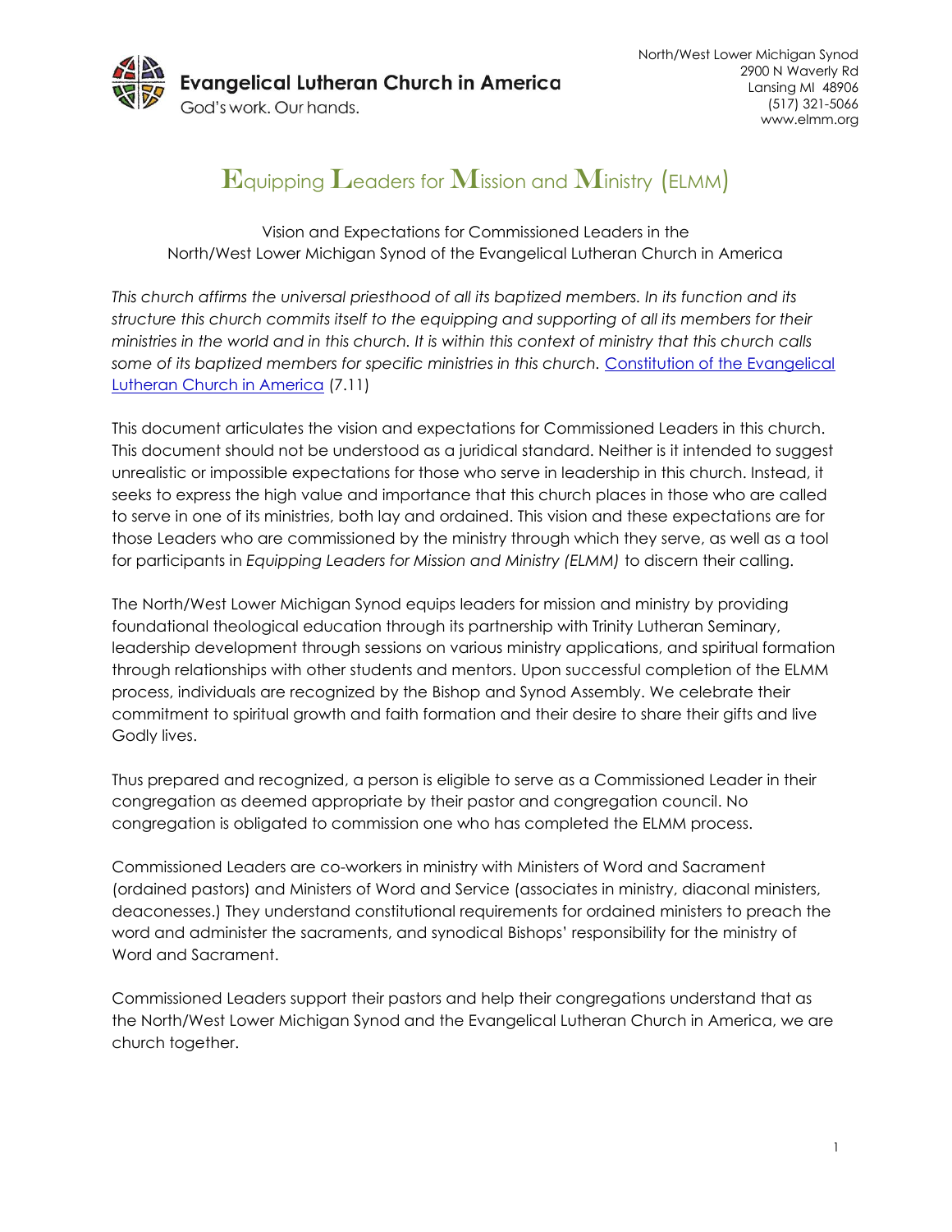Evangelical Lutheran Church in America
God's work. Our hands.

North/West Lower Michigan Synod
2900 N Waverly Rd
Lansing MI 48906
(517) 321-5066
www.elmm.org

# Equipping Leaders for Mission and Ministry (ELMM)

Vision and Expectations for Commissioned Leaders in the
North/West Lower Michigan Synod of the Evangelical Lutheran Church in America

*This church affirms the universal priesthood of all its baptized members. In its function and its structure this church commits itself to the equipping and supporting of all its members for their ministries in the world and in this church. It is within this context of ministry that this church calls some of its baptized members for specific ministries in this church.* [Constitution of the Evangelical Lutheran Church in America](#) (7.11)

This document articulates the vision and expectations for Commissioned Leaders in this church. This document should not be understood as a juridical standard. Neither is it intended to suggest unrealistic or impossible expectations for those who serve in leadership in this church. Instead, it seeks to express the high value and importance that this church places in those who are called to serve in one of its ministries, both lay and ordained. This vision and these expectations are for those Leaders who are commissioned by the ministry through which they serve, as well as a tool for participants in *Equipping Leaders for Mission and Ministry (ELMM)* to discern their calling.

The North/West Lower Michigan Synod equips leaders for mission and ministry by providing foundational theological education through its partnership with Trinity Lutheran Seminary, leadership development through sessions on various ministry applications, and spiritual formation through relationships with other students and mentors. Upon successful completion of the ELMM process, individuals are recognized by the Bishop and Synod Assembly. We celebrate their commitment to spiritual growth and faith formation and their desire to share their gifts and live Godly lives.

Thus prepared and recognized, a person is eligible to serve as a Commissioned Leader in their congregation as deemed appropriate by their pastor and congregation council. No congregation is obligated to commission one who has completed the ELMM process.

Commissioned Leaders are co-workers in ministry with Ministers of Word and Sacrament (ordained pastors) and Ministers of Word and Service (associates in ministry, diaconal ministers, deaconesses.) They understand constitutional requirements for ordained ministers to preach the word and administer the sacraments, and synodical Bishops' responsibility for the ministry of Word and Sacrament.

Commissioned Leaders support their pastors and help their congregations understand that as the North/West Lower Michigan Synod and the Evangelical Lutheran Church in America, we are church together.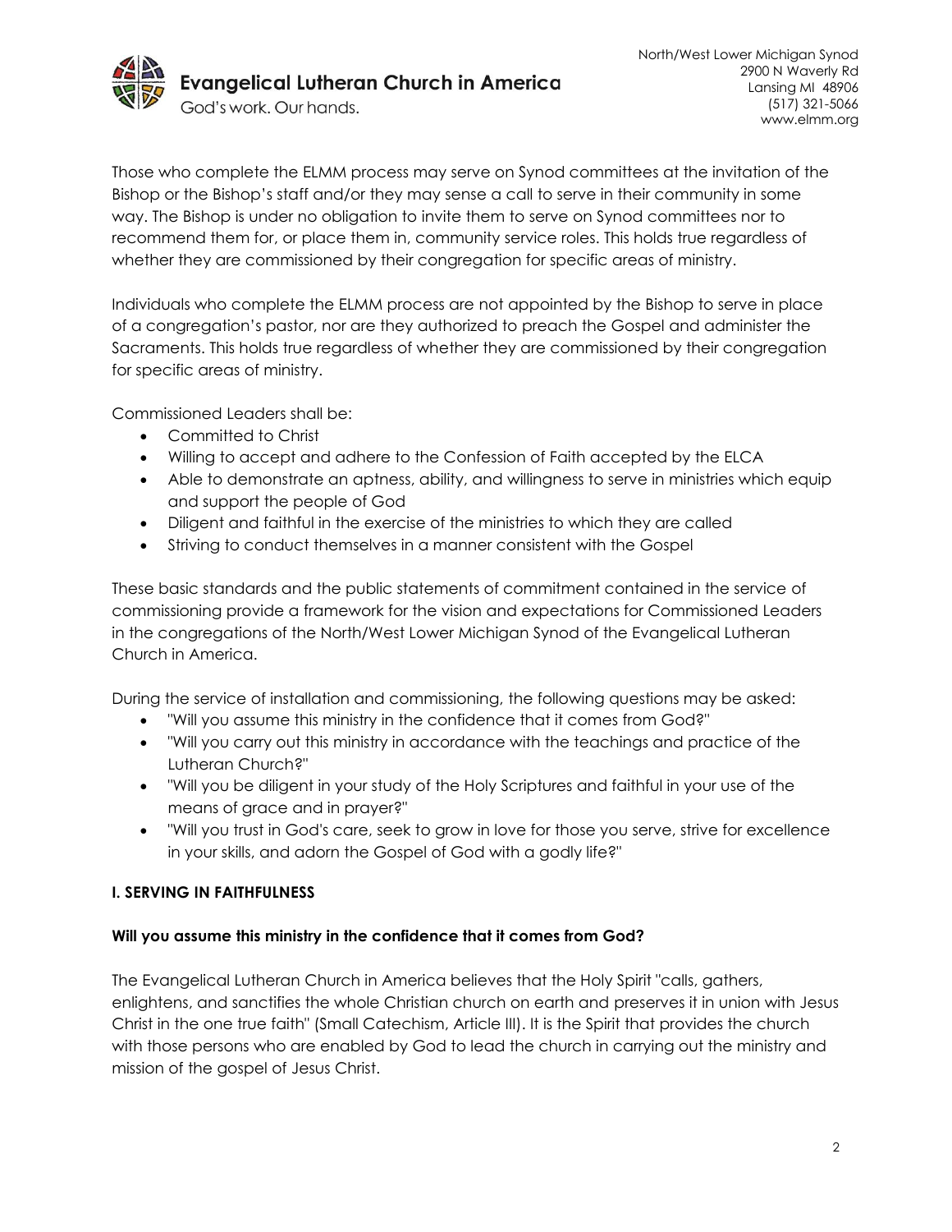Those who complete the ELMM process may serve on Synod committees at the invitation of the Bishop or the Bishop's staff and/or they may sense a call to serve in their community in some way. The Bishop is under no obligation to invite them to serve on Synod committees nor to recommend them for, or place them in, community service roles. This holds true regardless of whether they are commissioned by their congregation for specific areas of ministry.

Individuals who complete the ELMM process are not appointed by the Bishop to serve in place of a congregation's pastor, nor are they authorized to preach the Gospel and administer the Sacraments. This holds true regardless of whether they are commissioned by their congregation for specific areas of ministry.

Commissioned Leaders shall be:

- Committed to Christ
- Willing to accept and adhere to the Confession of Faith accepted by the ELCA
- Able to demonstrate an aptness, ability, and willingness to serve in ministries which equip and support the people of God
- Diligent and faithful in the exercise of the ministries to which they are called
- Striving to conduct themselves in a manner consistent with the Gospel

These basic standards and the public statements of commitment contained in the service of commissioning provide a framework for the vision and expectations for Commissioned Leaders in the congregations of the North/West Lower Michigan Synod of the Evangelical Lutheran Church in America.

During the service of installation and commissioning, the following questions may be asked:

- "Will you assume this ministry in the confidence that it comes from God?"
- "Will you carry out this ministry in accordance with the teachings and practice of the Lutheran Church?"
- "Will you be diligent in your study of the Holy Scriptures and faithful in your use of the means of grace and in prayer?"
- "Will you trust in God's care, seek to grow in love for those you serve, strive for excellence in your skills, and adorn the Gospel of God with a godly life?"

## I. SERVING IN FAITHFULNESS

### Will you assume this ministry in the confidence that it comes from God?

The Evangelical Lutheran Church in America believes that the Holy Spirit "calls, gathers, enlightens, and sanctifies the whole Christian church on earth and preserves it in union with Jesus Christ in the one true faith" (Small Catechism, Article III). It is the Spirit that provides the church with those persons who are enabled by God to lead the church in carrying out the ministry and mission of the gospel of Jesus Christ.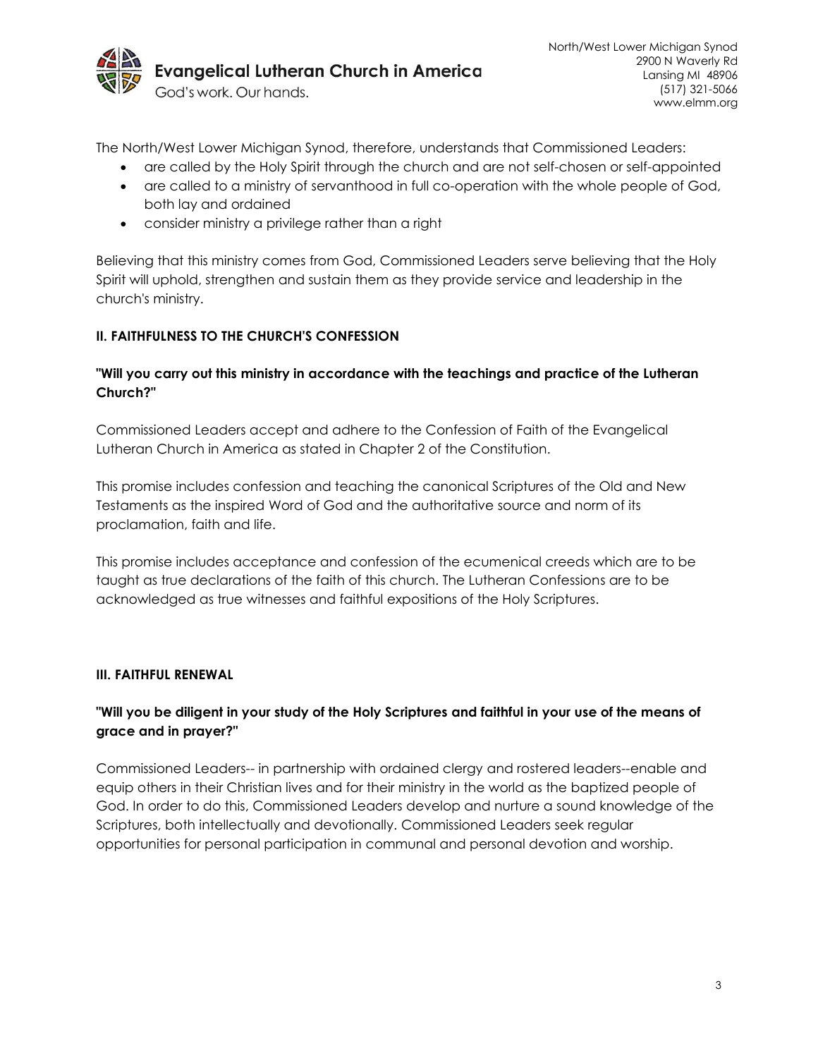The North/West Lower Michigan Synod, therefore, understands that Commissioned Leaders:

- are called by the Holy Spirit through the church and are not self-chosen or self-appointed
- are called to a ministry of servanthood in full co-operation with the whole people of God, both lay and ordained
- consider ministry a privilege rather than a right

Believing that this ministry comes from God, Commissioned Leaders serve believing that the Holy Spirit will uphold, strengthen and sustain them as they provide service and leadership in the church's ministry.

**II. FAITHFULNESS TO THE CHURCH'S CONFESSION**

**"Will you carry out this ministry in accordance with the teachings and practice of the Lutheran Church?"**

Commissioned Leaders accept and adhere to the Confession of Faith of the Evangelical Lutheran Church in America as stated in Chapter 2 of the Constitution.

This promise includes confession and teaching the canonical Scriptures of the Old and New Testaments as the inspired Word of God and the authoritative source and norm of its proclamation, faith and life.

This promise includes acceptance and confession of the ecumenical creeds which are to be taught as true declarations of the faith of this church. The Lutheran Confessions are to be acknowledged as true witnesses and faithful expositions of the Holy Scriptures.

**III. FAITHFUL RENEWAL**

**"Will you be diligent in your study of the Holy Scriptures and faithful in your use of the means of grace and in prayer?"**

Commissioned Leaders-- in partnership with ordained clergy and rostered leaders--enable and equip others in their Christian lives and for their ministry in the world as the baptized people of God. In order to do this, Commissioned Leaders develop and nurture a sound knowledge of the Scriptures, both intellectually and devotionally. Commissioned Leaders seek regular opportunities for personal participation in communal and personal devotion and worship.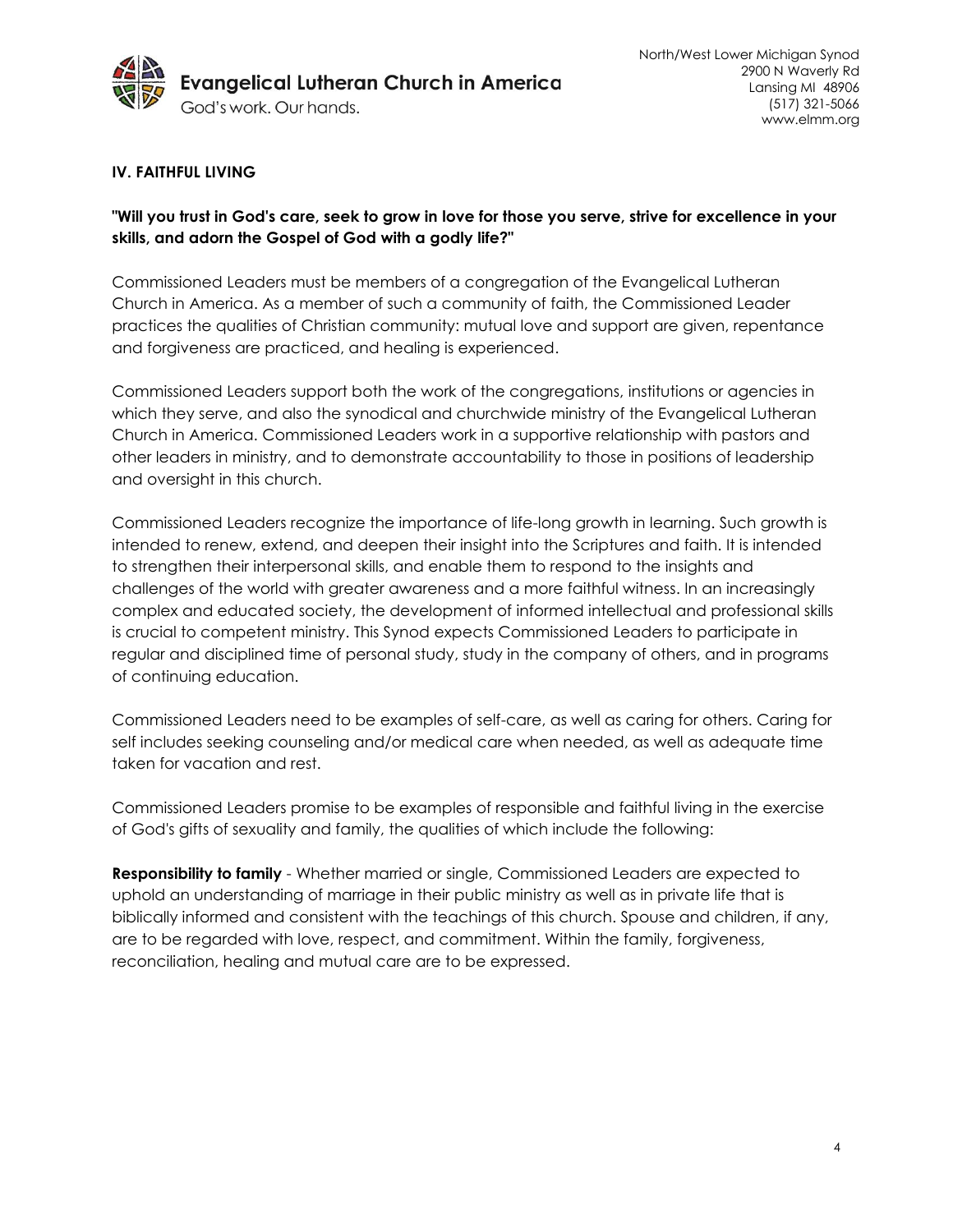## IV. FAITHFUL LIVING

**"Will you trust in God's care, seek to grow in love for those you serve, strive for excellence in your skills, and adorn the Gospel of God with a godly life?"**

Commissioned Leaders must be members of a congregation of the Evangelical Lutheran Church in America. As a member of such a community of faith, the Commissioned Leader practices the qualities of Christian community: mutual love and support are given, repentance and forgiveness are practiced, and healing is experienced.

Commissioned Leaders support both the work of the congregations, institutions or agencies in which they serve, and also the synodical and churchwide ministry of the Evangelical Lutheran Church in America. Commissioned Leaders work in a supportive relationship with pastors and other leaders in ministry, and to demonstrate accountability to those in positions of leadership and oversight in this church.

Commissioned Leaders recognize the importance of life-long growth in learning. Such growth is intended to renew, extend, and deepen their insight into the Scriptures and faith. It is intended to strengthen their interpersonal skills, and enable them to respond to the insights and challenges of the world with greater awareness and a more faithful witness. In an increasingly complex and educated society, the development of informed intellectual and professional skills is crucial to competent ministry. This Synod expects Commissioned Leaders to participate in regular and disciplined time of personal study, study in the company of others, and in programs of continuing education.

Commissioned Leaders need to be examples of self-care, as well as caring for others. Caring for self includes seeking counseling and/or medical care when needed, as well as adequate time taken for vacation and rest.

Commissioned Leaders promise to be examples of responsible and faithful living in the exercise of God's gifts of sexuality and family, the qualities of which include the following:

**Responsibility to family** - Whether married or single, Commissioned Leaders are expected to uphold an understanding of marriage in their public ministry as well as in private life that is biblically informed and consistent with the teachings of this church. Spouse and children, if any, are to be regarded with love, respect, and commitment. Within the family, forgiveness, reconciliation, healing and mutual care are to be expressed.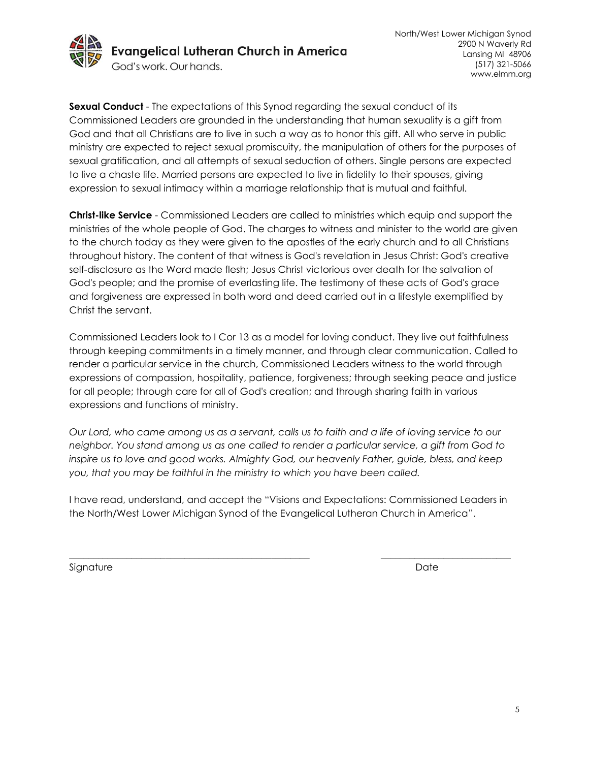**Sexual Conduct** - The expectations of this Synod regarding the sexual conduct of its Commissioned Leaders are grounded in the understanding that human sexuality is a gift from God and that all Christians are to live in such a way as to honor this gift. All who serve in public ministry are expected to reject sexual promiscuity, the manipulation of others for the purposes of sexual gratification, and all attempts of sexual seduction of others. Single persons are expected to live a chaste life. Married persons are expected to live in fidelity to their spouses, giving expression to sexual intimacy within a marriage relationship that is mutual and faithful.

**Christ-like Service** - Commissioned Leaders are called to ministries which equip and support the ministries of the whole people of God. The charges to witness and minister to the world are given to the church today as they were given to the apostles of the early church and to all Christians throughout history. The content of that witness is God's revelation in Jesus Christ: God's creative self-disclosure as the Word made flesh; Jesus Christ victorious over death for the salvation of God's people; and the promise of everlasting life. The testimony of these acts of God's grace and forgiveness are expressed in both word and deed carried out in a lifestyle exemplified by Christ the servant.

Commissioned Leaders look to I Cor 13 as a model for loving conduct. They live out faithfulness through keeping commitments in a timely manner, and through clear communication. Called to render a particular service in the church, Commissioned Leaders witness to the world through expressions of compassion, hospitality, patience, forgiveness; through seeking peace and justice for all people; through care for all of God's creation; and through sharing faith in various expressions and functions of ministry.

*Our Lord, who came among us as a servant, calls us to faith and a life of loving service to our neighbor. You stand among us as one called to render a particular service, a gift from God to inspire us to love and good works. Almighty God, our heavenly Father, guide, bless, and keep you, that you may be faithful in the ministry to which you have been called.*

I have read, understand, and accept the "Visions and Expectations: Commissioned Leaders in the North/West Lower Michigan Synod of the Evangelical Lutheran Church in America".

\_\_\_\_\_\_\_\_\_\_\_\_\_\_\_\_\_\_\_\_\_\_\_\_\_\_\_\_\_\_\_\_\_\_\_\_\_\_\_\_\_\_\_\_\_\_\_\_ \_\_\_\_\_\_\_\_\_\_\_\_\_\_\_\_\_\_\_\_\_\_\_\_\_\_\_

Signature Date